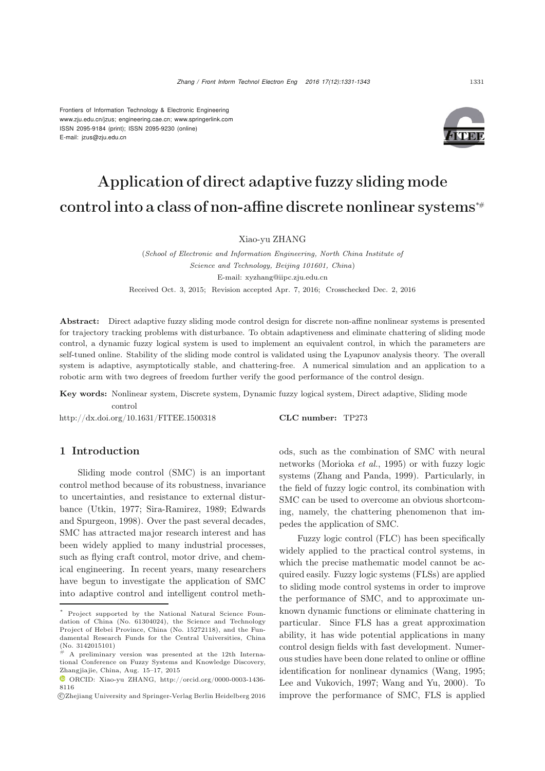Frontiers of Information Technology & Electronic Engineering
www.zju.edu.cn/jzus; engineering.cae.cn; www.springerlink.com
ISSN 2095-9184 (print); ISSN 2095-9230 (online)
E-mail: jzus@zju.edu.cn

# Application of direct adaptive fuzzy sliding mode control into a class of non-affine discrete nonlinear systems[*#]

Xiao-yu ZHANG

(*School of Electronic and Information Engineering, North China Institute of Science and Technology, Beijing 101601, China*)
E-mail: xyzhang@iipc.zju.edu.cn

Received Oct. 3, 2015; Revision accepted Apr. 7, 2016; Crosschecked Dec. 2, 2016

**Abstract:** Direct adaptive fuzzy sliding mode control design for discrete non-affine nonlinear systems is presented for trajectory tracking problems with disturbance. To obtain adaptiveness and eliminate chattering of sliding mode control, a dynamic fuzzy logical system is used to implement an equivalent control, in which the parameters are self-tuned online. Stability of the sliding mode control is validated using the Lyapunov analysis theory. The overall system is adaptive, asymptotically stable, and chattering-free. A numerical simulation and an application to a robotic arm with two degrees of freedom further verify the good performance of the control design.

**Key words:** Nonlinear system, Discrete system, Dynamic fuzzy logical system, Direct adaptive, Sliding mode control

http://dx.doi.org/10.1631/FITEE.1500318 **CLC number:** TP273

## 1 Introduction

Sliding mode control (SMC) is an important control method because of its robustness, invariance to uncertainties, and resistance to external disturbance (Utkin, 1977; Sira-Ramirez, 1989; Edwards and Spurgeon, 1998). Over the past several decades, SMC has attracted major research interest and has been widely applied to many industrial processes, such as flying craft control, motor drive, and chemical engineering. In recent years, many researchers have begun to investigate the application of SMC into adaptive control and intelligent control methods, such as the combination of SMC with neural networks (Morioka *et al.*, 1995) or with fuzzy logic systems (Zhang and Panda, 1999). Particularly, in the field of fuzzy logic control, its combination with SMC can be used to overcome an obvious shortcoming, namely, the chattering phenomenon that impedes the application of SMC.

Fuzzy logic control (FLC) has been specifically widely applied to the practical control systems, in which the precise mathematic model cannot be acquired easily. Fuzzy logic systems (FLSs) are applied to sliding mode control systems in order to improve the performance of SMC, and to approximate unknown dynamic functions or eliminate chattering in particular. Since FLS has a great approximation ability, it has wide potential applications in many control design fields with fast development. Numerous studies have been done related to online or offline identification for nonlinear dynamics (Wang, 1995; Lee and Vukovich, 1997; Wang and Yu, 2000). To improve the performance of SMC, FLS is applied

---

[*] Project supported by the National Natural Science Foundation of China (No. 61304024), the Science and Technology Project of Hebei Province, China (No. 15272118), and the Fundamental Research Funds for the Central Universities, China (No. 3142015101)

[#] A preliminary version was presented at the 12th International Conference on Fuzzy Systems and Knowledge Discovery, Zhangjiajie, China, Aug. 15–17, 2015

ORCID: Xiao-yu ZHANG, http://orcid.org/0000-0003-1436-8116

©Zhejiang University and Springer-Verlag Berlin Heidelberg 2016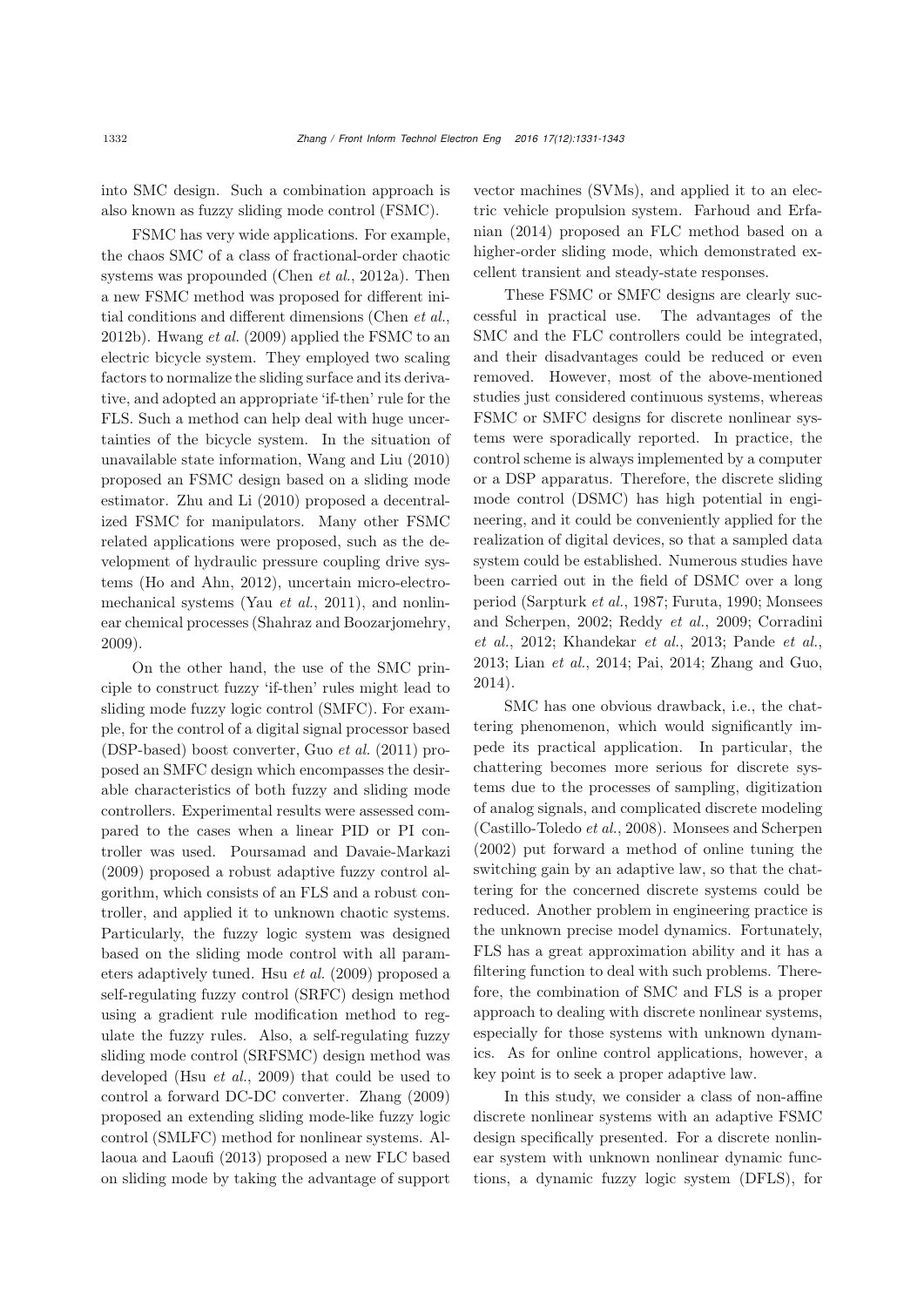into SMC design. Such a combination approach is also known as fuzzy sliding mode control (FSMC).

FSMC has very wide applications. For example, the chaos SMC of a class of fractional-order chaotic systems was propounded (Chen *et al.*, 2012a). Then a new FSMC method was proposed for different initial conditions and different dimensions (Chen *et al.*, 2012b). Hwang *et al.* (2009) applied the FSMC to an electric bicycle system. They employed two scaling factors to normalize the sliding surface and its derivative, and adopted an appropriate 'if-then' rule for the FLS. Such a method can help deal with huge uncertainties of the bicycle system. In the situation of unavailable state information, Wang and Liu (2010) proposed an FSMC design based on a sliding mode estimator. Zhu and Li (2010) proposed a decentralized FSMC for manipulators. Many other FSMC related applications were proposed, such as the development of hydraulic pressure coupling drive systems (Ho and Ahn, 2012), uncertain micro-electromechanical systems (Yau *et al.*, 2011), and nonlinear chemical processes (Shahraz and Boozarjomehry, 2009).

On the other hand, the use of the SMC principle to construct fuzzy 'if-then' rules might lead to sliding mode fuzzy logic control (SMFC). For example, for the control of a digital signal processor based (DSP-based) boost converter, Guo *et al.* (2011) proposed an SMFC design which encompasses the desirable characteristics of both fuzzy and sliding mode controllers. Experimental results were assessed compared to the cases when a linear PID or PI controller was used. Poursamad and Davaie-Markazi (2009) proposed a robust adaptive fuzzy control algorithm, which consists of an FLS and a robust controller, and applied it to unknown chaotic systems. Particularly, the fuzzy logic system was designed based on the sliding mode control with all parameters adaptively tuned. Hsu *et al.* (2009) proposed a self-regulating fuzzy control (SRFC) design method using a gradient rule modification method to regulate the fuzzy rules. Also, a self-regulating fuzzy sliding mode control (SRFSMC) design method was developed (Hsu *et al.*, 2009) that could be used to control a forward DC-DC converter. Zhang (2009) proposed an extending sliding mode-like fuzzy logic control (SMLFC) method for nonlinear systems. Allaoua and Laoufi (2013) proposed a new FLC based on sliding mode by taking the advantage of support vector machines (SVMs), and applied it to an electric vehicle propulsion system. Farhoud and Erfanian (2014) proposed an FLC method based on a higher-order sliding mode, which demonstrated excellent transient and steady-state responses.

These FSMC or SMFC designs are clearly successful in practical use. The advantages of the SMC and the FLC controllers could be integrated, and their disadvantages could be reduced or even removed. However, most of the above-mentioned studies just considered continuous systems, whereas FSMC or SMFC designs for discrete nonlinear systems were sporadically reported. In practice, the control scheme is always implemented by a computer or a DSP apparatus. Therefore, the discrete sliding mode control (DSMC) has high potential in engineering, and it could be conveniently applied for the realization of digital devices, so that a sampled data system could be established. Numerous studies have been carried out in the field of DSMC over a long period (Sarpturk *et al.*, 1987; Furuta, 1990; Monsees and Scherpen, 2002; Reddy *et al.*, 2009; Corradini *et al.*, 2012; Khandekar *et al.*, 2013; Pande *et al.*, 2013; Lian *et al.*, 2014; Pai, 2014; Zhang and Guo, 2014).

SMC has one obvious drawback, i.e., the chattering phenomenon, which would significantly impede its practical application. In particular, the chattering becomes more serious for discrete systems due to the processes of sampling, digitization of analog signals, and complicated discrete modeling (Castillo-Toledo *et al.*, 2008). Monsees and Scherpen (2002) put forward a method of online tuning the switching gain by an adaptive law, so that the chattering for the concerned discrete systems could be reduced. Another problem in engineering practice is the unknown precise model dynamics. Fortunately, FLS has a great approximation ability and it has a filtering function to deal with such problems. Therefore, the combination of SMC and FLS is a proper approach to dealing with discrete nonlinear systems, especially for those systems with unknown dynamics. As for online control applications, however, a key point is to seek a proper adaptive law.

In this study, we consider a class of non-affine discrete nonlinear systems with an adaptive FSMC design specifically presented. For a discrete nonlinear system with unknown nonlinear dynamic functions, a dynamic fuzzy logic system (DFLS), for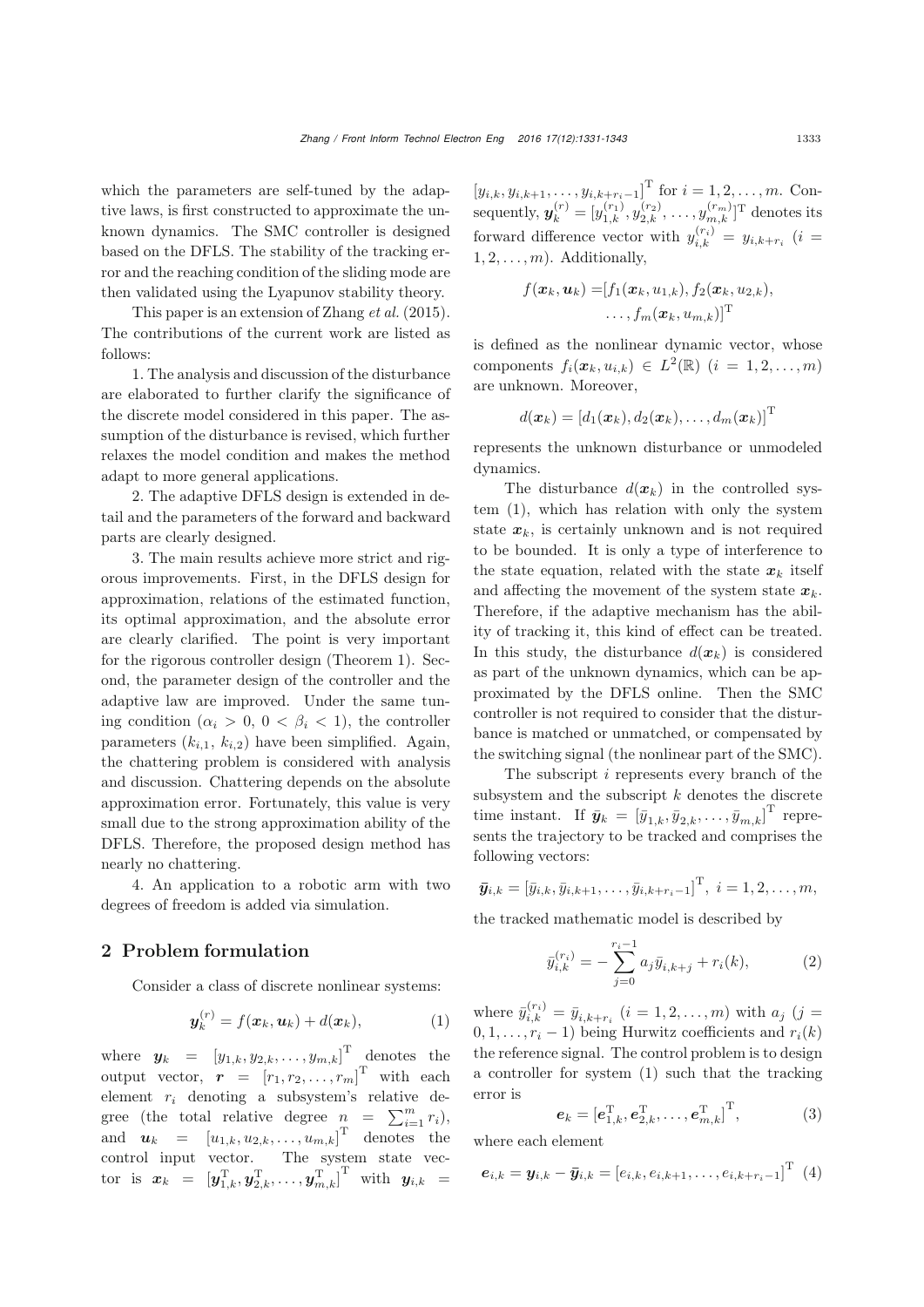which the parameters are self-tuned by the adaptive laws, is first constructed to approximate the unknown dynamics. The SMC controller is designed based on the DFLS. The stability of the tracking error and the reaching condition of the sliding mode are then validated using the Lyapunov stability theory.

This paper is an extension of Zhang *et al.* (2015). The contributions of the current work are listed as follows:

1. The analysis and discussion of the disturbance are elaborated to further clarify the significance of the discrete model considered in this paper. The assumption of the disturbance is revised, which further relaxes the model condition and makes the method adapt to more general applications.

2. The adaptive DFLS design is extended in detail and the parameters of the forward and backward parts are clearly designed.

3. The main results achieve more strict and rigorous improvements. First, in the DFLS design for approximation, relations of the estimated function, its optimal approximation, and the absolute error are clearly clarified. The point is very important for the rigorous controller design (Theorem 1). Second, the parameter design of the controller and the adaptive law are improved. Under the same tuning condition ($\alpha_i > 0$, $0 < \beta_i < 1$), the controller parameters ($k_{i,1}$, $k_{i,2}$) have been simplified. Again, the chattering problem is considered with analysis and discussion. Chattering depends on the absolute approximation error. Fortunately, this value is very small due to the strong approximation ability of the DFLS. Therefore, the proposed design method has nearly no chattering.

4. An application to a robotic arm with two degrees of freedom is added via simulation.

## 2 Problem formulation

Consider a class of discrete nonlinear systems:

$$\boldsymbol{y}_k^{(r)} = f(\boldsymbol{x}_k, \boldsymbol{u}_k) + d(\boldsymbol{x}_k), \tag{1}$$

where $\boldsymbol{y}_k = [y_{1,k}, y_{2,k}, \ldots, y_{m,k}]^{\mathrm{T}}$ denotes the output vector, $\boldsymbol{r} = [r_1, r_2, \ldots, r_m]^{\mathrm{T}}$ with each element $r_i$ denoting a subsystem's relative degree (the total relative degree $n = \sum_{i=1}^{m} r_i$), and $\boldsymbol{u}_k = [u_{1,k}, u_{2,k}, \ldots, u_{m,k}]^{\mathrm{T}}$ denotes the control input vector. The system state vector is $\boldsymbol{x}_k = [\boldsymbol{y}_{1,k}^{\mathrm{T}}, \boldsymbol{y}_{2,k}^{\mathrm{T}}, \ldots, \boldsymbol{y}_{m,k}^{\mathrm{T}}]^{\mathrm{T}}$ with $\boldsymbol{y}_{i,k} = [y_{i,k}, y_{i,k+1}, \ldots, y_{i,k+r_i-1}]^{\mathrm{T}}$ for $i = 1, 2, \ldots, m$. Consequently, $\boldsymbol{y}_k^{(r)} = [y_{1,k}^{(r_1)}, y_{2,k}^{(r_2)}, \ldots, y_{m,k}^{(r_m)}]^{\mathrm{T}}$ denotes its forward difference vector with $y_{i,k}^{(r_i)} = y_{i,k+r_i}$ $(i = 1, 2, \ldots, m)$. Additionally,

$$f(\boldsymbol{x}_k, \boldsymbol{u}_k) = [f_1(\boldsymbol{x}_k, u_{1,k}), f_2(\boldsymbol{x}_k, u_{2,k}), \ldots, f_m(\boldsymbol{x}_k, u_{m,k})]^{\mathrm{T}}$$

is defined as the nonlinear dynamic vector, whose components $f_i(\boldsymbol{x}_k, u_{i,k}) \in L^2(\mathbb{R})$ $(i = 1, 2, \ldots, m)$ are unknown. Moreover,

$$d(\boldsymbol{x}_k) = [d_1(\boldsymbol{x}_k), d_2(\boldsymbol{x}_k), \ldots, d_m(\boldsymbol{x}_k)]^{\mathrm{T}}$$

represents the unknown disturbance or unmodeled dynamics.

The disturbance $d(\boldsymbol{x}_k)$ in the controlled system (1), which has relation with only the system state $\boldsymbol{x}_k$, is certainly unknown and is not required to be bounded. It is only a type of interference to the state equation, related with the state $\boldsymbol{x}_k$ itself and affecting the movement of the system state $\boldsymbol{x}_k$. Therefore, if the adaptive mechanism has the ability of tracking it, this kind of effect can be treated. In this study, the disturbance $d(\boldsymbol{x}_k)$ is considered as part of the unknown dynamics, which can be approximated by the DFLS online. Then the SMC controller is not required to consider that the disturbance is matched or unmatched, or compensated by the switching signal (the nonlinear part of the SMC).

The subscript $i$ represents every branch of the subsystem and the subscript $k$ denotes the discrete time instant. If $\bar{\boldsymbol{y}}_k = [\bar{y}_{1,k}, \bar{y}_{2,k}, \ldots, \bar{y}_{m,k}]^{\mathrm{T}}$ represents the trajectory to be tracked and comprises the following vectors:

$$\bar{\boldsymbol{y}}_{i,k} = [\bar{y}_{i,k}, \bar{y}_{i,k+1}, \ldots, \bar{y}_{i,k+r_i-1}]^{\mathrm{T}}, \ i = 1, 2, \ldots, m,$$

the tracked mathematic model is described by

$$\bar{y}_{i,k}^{(r_i)} = -\sum_{j=0}^{r_i-1} a_j \bar{y}_{i,k+j} + r_i(k), \tag{2}$$

where $\bar{y}_{i,k}^{(r_i)} = \bar{y}_{i,k+r_i}$ $(i = 1, 2, \ldots, m)$ with $a_j$ $(j = 0, 1, \ldots, r_i - 1)$ being Hurwitz coefficients and $r_i(k)$ the reference signal. The control problem is to design a controller for system (1) such that the tracking error is

$$\boldsymbol{e}_k = [\boldsymbol{e}_{1,k}^{\mathrm{T}}, \boldsymbol{e}_{2,k}^{\mathrm{T}}, \ldots, \boldsymbol{e}_{m,k}^{\mathrm{T}}]^{\mathrm{T}}, \tag{3}$$

where each element

$$\boldsymbol{e}_{i,k} = \boldsymbol{y}_{i,k} - \bar{\boldsymbol{y}}_{i,k} = [e_{i,k}, e_{i,k+1}, \ldots, e_{i,k+r_i-1}]^{\mathrm{T}} \tag{4}$$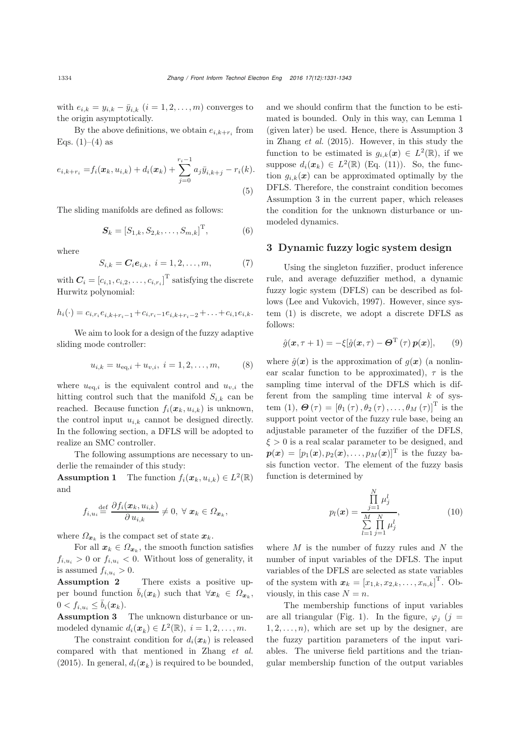with $e_{i,k} = y_{i,k} - \bar{y}_{i,k}$ $(i = 1, 2, \ldots, m)$ converges to the origin asymptotically.

By the above definitions, we obtain $e_{i,k+r_i}$ from Eqs. (1)–(4) as

$$e_{i,k+r_i} = f_i(\boldsymbol{x}_k, u_{i,k}) + d_i(\boldsymbol{x}_k) + \sum_{j=0}^{r_i-1} a_j \bar{y}_{i,k+j} - r_i(k). \tag{5}$$

The sliding manifolds are defined as follows:

$$\boldsymbol{S}_k = [S_{1,k}, S_{2,k}, \ldots, S_{m,k}]^{\mathrm{T}}, \tag{6}$$

where

$$S_{i,k} = \boldsymbol{C}_i \boldsymbol{e}_{i,k},\ i = 1, 2, \ldots, m, \tag{7}$$

with $\boldsymbol{C}_i = [c_{i,1}, c_{i,2}, \ldots, c_{i,r_i}]^{\mathrm{T}}$ satisfying the discrete Hurwitz polynomial:

$$h_i(\cdot) = c_{i,r_i} e_{i,k+r_i-1} + c_{i,r_i-1} e_{i,k+r_i-2} + \ldots + c_{i,1} e_{i,k}.$$

We aim to look for a design of the fuzzy adaptive sliding mode controller:

$$u_{i,k} = u_{\mathrm{eq},i} + u_{v,i},\ i = 1, 2, \ldots, m, \tag{8}$$

where $u_{\mathrm{eq},i}$ is the equivalent control and $u_{v,i}$ the hitting control such that the manifold $S_{i,k}$ can be reached. Because function $f_i(\boldsymbol{x}_k, u_{i,k})$ is unknown, the control input $u_{i,k}$ cannot be designed directly. In the following section, a DFLS will be adopted to realize an SMC controller.

The following assumptions are necessary to underlie the remainder of this study:

**Assumption 1** The function $f_i(\boldsymbol{x}_k, u_{i,k}) \in L^2(\mathbb{R})$ and

$$f_{i,u_i} \stackrel{\text{def}}{=} \frac{\partial f_i(\boldsymbol{x}_k, u_{i,k})}{\partial u_{i,k}} \neq 0,\ \forall\ \boldsymbol{x}_k \in \Omega_{\boldsymbol{x}_k},$$

where $\Omega_{\boldsymbol{x}_k}$ is the compact set of state $\boldsymbol{x}_k$.

For all $\boldsymbol{x}_k \in \Omega_{\boldsymbol{x}_k}$, the smooth function satisfies $f_{i,u_i} > 0$ or $f_{i,u_i} < 0$. Without loss of generality, it is assumed $f_{i,u_i} > 0$.

**Assumption 2** There exists a positive upper bound function $\bar{b}_i(\boldsymbol{x}_k)$ such that $\forall \boldsymbol{x}_k \in \Omega_{\boldsymbol{x}_k}$, $0 < f_{i,u_i} \leq \bar{b}_i(\boldsymbol{x}_k)$.

**Assumption 3** The unknown disturbance or unmodeled dynamic $d_i(\boldsymbol{x}_k) \in L^2(\mathbb{R}),\ i = 1, 2, \ldots, m$.

The constraint condition for $d_i(\boldsymbol{x}_k)$ is released compared with that mentioned in Zhang *et al.* (2015). In general, $d_i(\boldsymbol{x}_k)$ is required to be bounded, and we should confirm that the function to be estimated is bounded. Only in this way, can Lemma 1 (given later) be used. Hence, there is Assumption 3 in Zhang *et al.* (2015). However, in this study the function to be estimated is $g_{i,k}(\boldsymbol{x}) \in L^2(\mathbb{R})$, if we suppose $d_i(\boldsymbol{x}_k) \in L^2(\mathbb{R})$ (Eq. (11)). So, the function $g_{i,k}(\boldsymbol{x})$ can be approximated optimally by the DFLS. Therefore, the constraint condition becomes Assumption 3 in the current paper, which releases the condition for the unknown disturbance or unmodeled dynamics.

## 3 Dynamic fuzzy logic system design

Using the singleton fuzzifier, product inference rule, and average defuzzifier method, a dynamic fuzzy logic system (DFLS) can be described as follows (Lee and Vukovich, 1997). However, since system (1) is discrete, we adopt a discrete DFLS as follows:

$$\hat{g}(\boldsymbol{x}, \tau + 1) = -\xi[\hat{g}(\boldsymbol{x}, \tau) - \boldsymbol{\Theta}^{\mathrm{T}}(\tau)\, \boldsymbol{p}(\boldsymbol{x})], \tag{9}$$

where $\hat{g}(\boldsymbol{x})$ is the approximation of $g(\boldsymbol{x})$ (a nonlinear scalar function to be approximated), $\tau$ is the sampling time interval of the DFLS which is different from the sampling time interval $k$ of system (1), $\boldsymbol{\Theta}(\tau) = [\theta_1(\tau), \theta_2(\tau), \ldots, \theta_M(\tau)]^{\mathrm{T}}$ is the support point vector of the fuzzy rule base, being an adjustable parameter of the fuzzifier of the DFLS, $\xi > 0$ is a real scalar parameter to be designed, and $\boldsymbol{p}(\boldsymbol{x}) = [p_1(\boldsymbol{x}), p_2(\boldsymbol{x}), \ldots, p_M(\boldsymbol{x})]^{\mathrm{T}}$ is the fuzzy basis function vector. The element of the fuzzy basis function is determined by

$$p_l(\boldsymbol{x}) = \frac{\prod\limits_{j=1}^{N} \mu_j^l}{\sum\limits_{l=1}^{M} \prod\limits_{j=1}^{N} \mu_j^l}, \tag{10}$$

where $M$ is the number of fuzzy rules and $N$ the number of input variables of the DFLS. The input variables of the DFLS are selected as state variables of the system with $\boldsymbol{x}_k = [x_{1,k}, x_{2,k}, \ldots, x_{n,k}]^{\mathrm{T}}$. Obviously, in this case $N = n$.

The membership functions of input variables are all triangular (Fig. 1). In the figure, $\varphi_j$ $(j = 1, 2, \ldots, n)$, which are set up by the designer, are the fuzzy partition parameters of the input variables. The universe field partitions and the triangular membership function of the output variables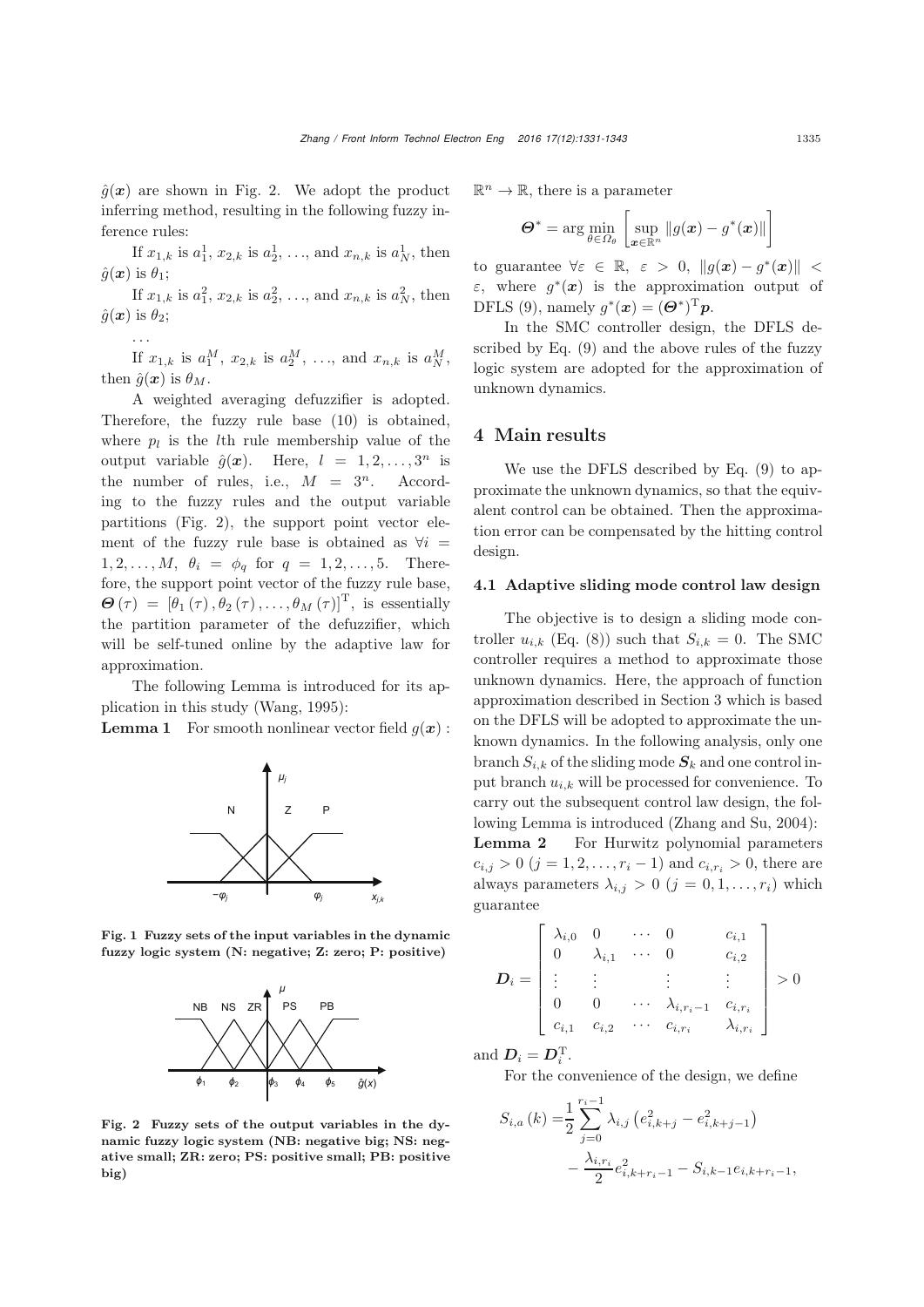$\hat{g}(\boldsymbol{x})$ are shown in Fig. 2. We adopt the product inferring method, resulting in the following fuzzy inference rules:

If $x_{1,k}$ is $a_1^1$, $x_{2,k}$ is $a_2^1$, ..., and $x_{n,k}$ is $a_N^1$, then $\hat{g}(\boldsymbol{x})$ is $\theta_1$;

If $x_{1,k}$ is $a_1^2$, $x_{2,k}$ is $a_2^2$, ..., and $x_{n,k}$ is $a_N^2$, then $\hat{g}(\boldsymbol{x})$ is $\theta_2$;

...

If $x_{1,k}$ is $a_1^M$, $x_{2,k}$ is $a_2^M$, ..., and $x_{n,k}$ is $a_N^M$, then $\hat{g}(\boldsymbol{x})$ is $\theta_M$.

A weighted averaging defuzzifier is adopted. Therefore, the fuzzy rule base (10) is obtained, where $p_l$ is the $l$th rule membership value of the output variable $\hat{g}(\boldsymbol{x})$. Here, $l = 1, 2, \ldots, 3^n$ is the number of rules, i.e., $M = 3^n$. According to the fuzzy rules and the output variable partitions (Fig. 2), the support point vector element of the fuzzy rule base is obtained as $\forall i = 1, 2, \ldots, M$, $\theta_i = \phi_q$ for $q = 1, 2, \ldots, 5$. Therefore, the support point vector of the fuzzy rule base, $\boldsymbol{\Theta}(\tau) = [\theta_1(\tau), \theta_2(\tau), \ldots, \theta_M(\tau)]^{\mathrm{T}}$, is essentially the partition parameter of the defuzzifier, which will be self-tuned online by the adaptive law for approximation.

The following Lemma is introduced for its application in this study (Wang, 1995):

**Lemma 1** For smooth nonlinear vector field $g(\boldsymbol{x})$ : $\mathbb{R}^n \to \mathbb{R}$, there is a parameter

$$\boldsymbol{\Theta}^* = \arg\min_{\theta \in \Omega_\theta} \left[ \sup_{\boldsymbol{x} \in \mathbb{R}^n} \|g(\boldsymbol{x}) - g^*(\boldsymbol{x})\| \right]$$

to guarantee $\forall \varepsilon \in \mathbb{R}$, $\varepsilon > 0$, $\|g(\boldsymbol{x}) - g^*(\boldsymbol{x})\| < \varepsilon$, where $g^*(\boldsymbol{x})$ is the approximation output of DFLS (9), namely $g^*(\boldsymbol{x}) = (\boldsymbol{\Theta}^*)^{\mathrm{T}}\boldsymbol{p}$.

Fig. 1 Fuzzy sets of the input variables in the dynamic fuzzy logic system (N: negative; Z: zero; P: positive)

Fig. 2 Fuzzy sets of the output variables in the dynamic fuzzy logic system (NB: negative big; NS: negative small; ZR: zero; PS: positive small; PB: positive big)

In the SMC controller design, the DFLS described by Eq. (9) and the above rules of the fuzzy logic system are adopted for the approximation of unknown dynamics.

## 4 Main results

We use the DFLS described by Eq. (9) to approximate the unknown dynamics, so that the equivalent control can be obtained. Then the approximation error can be compensated by the hitting control design.

### 4.1 Adaptive sliding mode control law design

The objective is to design a sliding mode controller $u_{i,k}$ (Eq. (8)) such that $S_{i,k} = 0$. The SMC controller requires a method to approximate those unknown dynamics. Here, the approach of function approximation described in Section 3 which is based on the DFLS will be adopted to approximate the unknown dynamics. In the following analysis, only one branch $S_{i,k}$ of the sliding mode $\boldsymbol{S}_k$ and one control input branch $u_{i,k}$ will be processed for convenience. To carry out the subsequent control law design, the following Lemma is introduced (Zhang and Su, 2004):

**Lemma 2** For Hurwitz polynomial parameters $c_{i,j} > 0$ $(j = 1, 2, \ldots, r_i - 1)$ and $c_{i,r_i} > 0$, there are always parameters $\lambda_{i,j} > 0$ $(j = 0, 1, \ldots, r_i)$ which guarantee

$$\boldsymbol{D}_i = \begin{bmatrix} \lambda_{i,0} & 0 & \cdots & 0 & c_{i,1} \\ 0 & \lambda_{i,1} & \cdots & 0 & c_{i,2} \\ \vdots & \vdots & & \vdots & \vdots \\ 0 & 0 & \cdots & \lambda_{i,r_i-1} & c_{i,r_i} \\ c_{i,1} & c_{i,2} & \cdots & c_{i,r_i} & \lambda_{i,r_i} \end{bmatrix} > 0$$

and $\boldsymbol{D}_i = \boldsymbol{D}_i^{\mathrm{T}}$.

For the convenience of the design, we define

$$\begin{aligned} S_{i,a}(k) =& \frac{1}{2}\sum_{j=0}^{r_i-1} \lambda_{i,j}\left(e_{i,k+j}^2 - e_{i,k+j-1}^2\right) \\ & - \frac{\lambda_{i,r_i}}{2} e_{i,k+r_i-1}^2 - S_{i,k-1} e_{i,k+r_i-1}, \end{aligned}$$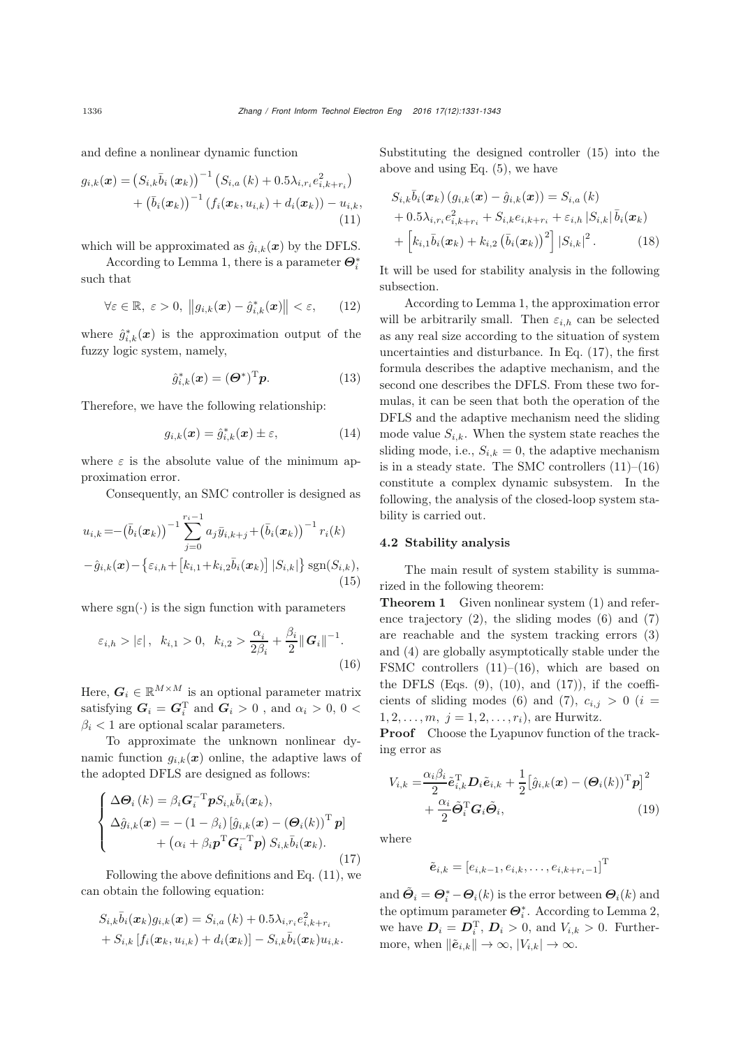and define a nonlinear dynamic function

$$
\begin{aligned}
g_{i,k}(\boldsymbol{x}) &= \left(S_{i,k}\bar{b}_i\left(\boldsymbol{x}_k\right)\right)^{-1}\left(S_{i,a}\left(k\right) + 0.5\lambda_{i,r_i}e_{i,k+r_i}^2\right) \\
&\quad + \left(\bar{b}_i(\boldsymbol{x}_k)\right)^{-1}\left(f_i(\boldsymbol{x}_k, u_{i,k}) + d_i(\boldsymbol{x}_k)\right) - u_{i,k},
\end{aligned} \tag{11}
$$

which will be approximated as $\hat{g}_{i,k}(\boldsymbol{x})$ by the DFLS.

According to Lemma 1, there is a parameter $\boldsymbol{\Theta}_i^*$ such that

$$
\forall \varepsilon \in \mathbb{R},\ \varepsilon > 0,\ \left\|g_{i,k}(\boldsymbol{x}) - \hat{g}_{i,k}^*(\boldsymbol{x})\right\| < \varepsilon, \tag{12}
$$

where $\hat{g}_{i,k}^*(\boldsymbol{x})$ is the approximation output of the fuzzy logic system, namely,

$$
\hat{g}_{i,k}^*(\boldsymbol{x}) = (\boldsymbol{\Theta}^*)^{\mathrm{T}}\boldsymbol{p}. \tag{13}
$$

Therefore, we have the following relationship:

$$
g_{i,k}(\boldsymbol{x}) = \hat{g}_{i,k}^*(\boldsymbol{x}) \pm \varepsilon, \tag{14}
$$

where $\varepsilon$ is the absolute value of the minimum approximation error.

Consequently, an SMC controller is designed as

$$
\begin{aligned}
u_{i,k} =& -\left(\bar{b}_i(\boldsymbol{x}_k)\right)^{-1}\sum_{j=0}^{r_i-1} a_j\bar{y}_{i,k+j} + \left(\bar{b}_i(\boldsymbol{x}_k)\right)^{-1} r_i(k) \\
& - \hat{g}_{i,k}(\boldsymbol{x}) - \left\{\varepsilon_{i,h} + \left[k_{i,1} + k_{i,2}\bar{b}_i(\boldsymbol{x}_k)\right]|S_{i,k}|\right\}\operatorname{sgn}(S_{i,k}),
\end{aligned} \tag{15}
$$

where $\operatorname{sgn}(\cdot)$ is the sign function with parameters

$$
\varepsilon_{i,h} > |\varepsilon|,\ \ k_{i,1} > 0,\ \ k_{i,2} > \frac{\alpha_i}{2\beta_i} + \frac{\beta_i}{2}\|\boldsymbol{G}_i\|^{-1}. \tag{16}
$$

Here, $\boldsymbol{G}_i \in \mathbb{R}^{M\times M}$ is an optional parameter matrix satisfying $\boldsymbol{G}_i = \boldsymbol{G}_i^{\mathrm{T}}$ and $\boldsymbol{G}_i > 0$ , and $\alpha_i > 0$, $0 < \beta_i < 1$ are optional scalar parameters.

To approximate the unknown nonlinear dynamic function $g_{i,k}(\boldsymbol{x})$ online, the adaptive laws of the adopted DFLS are designed as follows:

$$
\begin{cases}
\Delta\boldsymbol{\Theta}_i\left(k\right) = \beta_i\boldsymbol{G}_i^{-\mathrm{T}}\boldsymbol{p}S_{i,k}\bar{b}_i(\boldsymbol{x}_k), \\
\Delta\hat{g}_{i,k}(\boldsymbol{x}) = -\left(1-\beta_i\right)\left[\hat{g}_{i,k}(\boldsymbol{x}) - \left(\boldsymbol{\Theta}_i(k)\right)^{\mathrm{T}}\boldsymbol{p}\right] \\
\qquad + \left(\alpha_i + \beta_i\boldsymbol{p}^{\mathrm{T}}\boldsymbol{G}_i^{-\mathrm{T}}\boldsymbol{p}\right)S_{i,k}\bar{b}_i(\boldsymbol{x}_k).
\end{cases} \tag{17}
$$

Following the above definitions and Eq. (11), we can obtain the following equation:

$$
\begin{aligned}
& S_{i,k}\bar{b}_i(\boldsymbol{x}_k)g_{i,k}(\boldsymbol{x}) = S_{i,a}\left(k\right) + 0.5\lambda_{i,r_i}e_{i,k+r_i}^2 \\
& + S_{i,k}\left[f_i(\boldsymbol{x}_k, u_{i,k}) + d_i(\boldsymbol{x}_k)\right] - S_{i,k}\bar{b}_i(\boldsymbol{x}_k)u_{i,k}.
\end{aligned}
$$

Substituting the designed controller (15) into the above and using Eq. (5), we have

$$
\begin{aligned}
& S_{i,k}\bar{b}_i(\boldsymbol{x}_k)\left(g_{i,k}(\boldsymbol{x}) - \hat{g}_{i,k}(\boldsymbol{x})\right) = S_{i,a}\left(k\right) \\
& + 0.5\lambda_{i,r_i}e_{i,k+r_i}^2 + S_{i,k}e_{i,k+r_i} + \varepsilon_{i,h}\left|S_{i,k}\right|\bar{b}_i(\boldsymbol{x}_k) \\
& + \left[k_{i,1}\bar{b}_i(\boldsymbol{x}_k) + k_{i,2}\left(\bar{b}_i(\boldsymbol{x}_k)\right)^2\right]\left|S_{i,k}\right|^2.
\end{aligned} \tag{18}
$$

It will be used for stability analysis in the following subsection.

According to Lemma 1, the approximation error will be arbitrarily small. Then $\varepsilon_{i,h}$ can be selected as any real size according to the situation of system uncertainties and disturbance. In Eq. (17), the first formula describes the adaptive mechanism, and the second one describes the DFLS. From these two formulas, it can be seen that both the operation of the DFLS and the adaptive mechanism need the sliding mode value $S_{i,k}$. When the system state reaches the sliding mode, i.e., $S_{i,k} = 0$, the adaptive mechanism is in a steady state. The SMC controllers (11)–(16) constitute a complex dynamic subsystem. In the following, the analysis of the closed-loop system stability is carried out.

### 4.2 Stability analysis

The main result of system stability is summarized in the following theorem:

**Theorem 1** Given nonlinear system (1) and reference trajectory (2), the sliding modes (6) and (7) are reachable and the system tracking errors (3) and (4) are globally asymptotically stable under the FSMC controllers (11)–(16), which are based on the DFLS (Eqs. (9), (10), and (17)), if the coefficients of sliding modes (6) and (7), $c_{i,j} > 0$ ($i = 1, 2, \ldots, m$, $j = 1, 2, \ldots, r_i$), are Hurwitz.

**Proof** Choose the Lyapunov function of the tracking error as

$$
\begin{aligned}
V_{i,k} =& \frac{\alpha_i\beta_i}{2}\tilde{\boldsymbol{e}}_{i,k}^{\mathrm{T}}\boldsymbol{D}_i\tilde{\boldsymbol{e}}_{i,k} + \frac{1}{2}\left[\hat{g}_{i,k}(\boldsymbol{x}) - \left(\boldsymbol{\Theta}_i(k)\right)^{\mathrm{T}}\boldsymbol{p}\right]^2 \\
& + \frac{\alpha_i}{2}\tilde{\boldsymbol{\Theta}}_i^{\mathrm{T}}\boldsymbol{G}_i\tilde{\boldsymbol{\Theta}}_i,
\end{aligned} \tag{19}
$$

where

$$
\tilde{\boldsymbol{e}}_{i,k} = \left[e_{i,k-1}, e_{i,k}, \ldots, e_{i,k+r_i-1}\right]^{\mathrm{T}}
$$

and $\tilde{\boldsymbol{\Theta}}_i = \boldsymbol{\Theta}_i^* - \boldsymbol{\Theta}_i(k)$ is the error between $\boldsymbol{\Theta}_i(k)$ and the optimum parameter $\boldsymbol{\Theta}_i^*$. According to Lemma 2, we have $\boldsymbol{D}_i = \boldsymbol{D}_i^{\mathrm{T}}$, $\boldsymbol{D}_i > 0$, and $V_{i,k} > 0$. Furthermore, when $\|\tilde{\boldsymbol{e}}_{i,k}\| \to \infty$, $|V_{i,k}| \to \infty$.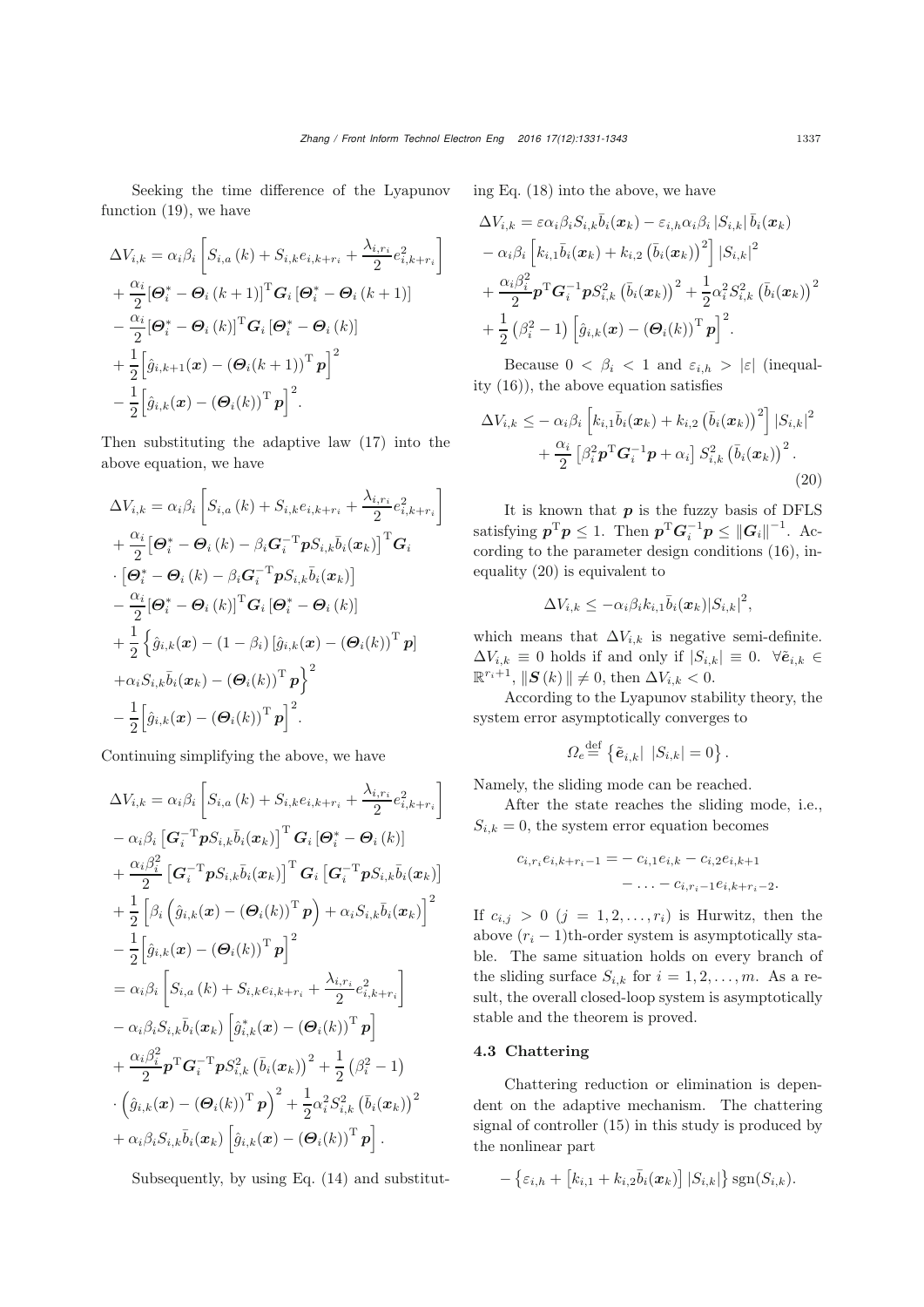Seeking the time difference of the Lyapunov function (19), we have

$$
\begin{aligned}
\Delta V_{i,k} =& \alpha_i\beta_i\left[S_{i,a}(k)+S_{i,k}e_{i,k+r_i}+\frac{\lambda_{i,r_i}}{2}e_{i,k+r_i}^2\right]\\
&+\frac{\alpha_i}{2}[\boldsymbol{\Theta}_i^*-\boldsymbol{\Theta}_i(k+1)]^{\mathrm{T}}\boldsymbol{G}_i[\boldsymbol{\Theta}_i^*-\boldsymbol{\Theta}_i(k+1)]\\
&-\frac{\alpha_i}{2}[\boldsymbol{\Theta}_i^*-\boldsymbol{\Theta}_i(k)]^{\mathrm{T}}\boldsymbol{G}_i[\boldsymbol{\Theta}_i^*-\boldsymbol{\Theta}_i(k)]\\
&+\frac{1}{2}\Big[\hat{g}_{i,k+1}(\boldsymbol{x})-(\boldsymbol{\Theta}_i(k+1))^{\mathrm{T}}\boldsymbol{p}\Big]^2\\
&-\frac{1}{2}\Big[\hat{g}_{i,k}(\boldsymbol{x})-(\boldsymbol{\Theta}_i(k))^{\mathrm{T}}\boldsymbol{p}\Big]^2.
\end{aligned}
$$

Then substituting the adaptive law (17) into the above equation, we have

$$
\begin{aligned}
\Delta V_{i,k} =& \alpha_i\beta_i\left[S_{i,a}(k)+S_{i,k}e_{i,k+r_i}+\frac{\lambda_{i,r_i}}{2}e_{i,k+r_i}^2\right]\\
&+\frac{\alpha_i}{2}\left[\boldsymbol{\Theta}_i^*-\boldsymbol{\Theta}_i(k)-\beta_i\boldsymbol{G}_i^{-\mathrm{T}}\boldsymbol{p}S_{i,k}\bar{b}_i(\boldsymbol{x}_k)\right]^{\mathrm{T}}\boldsymbol{G}_i\\
&\cdot\left[\boldsymbol{\Theta}_i^*-\boldsymbol{\Theta}_i(k)-\beta_i\boldsymbol{G}_i^{-\mathrm{T}}\boldsymbol{p}S_{i,k}\bar{b}_i(\boldsymbol{x}_k)\right]\\
&-\frac{\alpha_i}{2}[\boldsymbol{\Theta}_i^*-\boldsymbol{\Theta}_i(k)]^{\mathrm{T}}\boldsymbol{G}_i[\boldsymbol{\Theta}_i^*-\boldsymbol{\Theta}_i(k)]\\
&+\frac{1}{2}\Big\{\hat{g}_{i,k}(\boldsymbol{x})-(1-\beta_i)\left[\hat{g}_{i,k}(\boldsymbol{x})-(\boldsymbol{\Theta}_i(k))^{\mathrm{T}}\boldsymbol{p}\right]\\
&+\alpha_iS_{i,k}\bar{b}_i(\boldsymbol{x}_k)-(\boldsymbol{\Theta}_i(k))^{\mathrm{T}}\boldsymbol{p}\Big\}^2\\
&-\frac{1}{2}\Big[\hat{g}_{i,k}(\boldsymbol{x})-(\boldsymbol{\Theta}_i(k))^{\mathrm{T}}\boldsymbol{p}\Big]^2.
\end{aligned}
$$

Continuing simplifying the above, we have

$$
\begin{aligned}
\Delta V_{i,k} =& \alpha_i\beta_i\left[S_{i,a}(k)+S_{i,k}e_{i,k+r_i}+\frac{\lambda_{i,r_i}}{2}e_{i,k+r_i}^2\right]\\
&-\alpha_i\beta_i\left[\boldsymbol{G}_i^{-\mathrm{T}}\boldsymbol{p}S_{i,k}\bar{b}_i(\boldsymbol{x}_k)\right]^{\mathrm{T}}\boldsymbol{G}_i\left[\boldsymbol{\Theta}_i^*-\boldsymbol{\Theta}_i(k)\right]\\
&+\frac{\alpha_i\beta_i^2}{2}\left[\boldsymbol{G}_i^{-\mathrm{T}}\boldsymbol{p}S_{i,k}\bar{b}_i(\boldsymbol{x}_k)\right]^{\mathrm{T}}\boldsymbol{G}_i\left[\boldsymbol{G}_i^{-\mathrm{T}}\boldsymbol{p}S_{i,k}\bar{b}_i(\boldsymbol{x}_k)\right]\\
&+\frac{1}{2}\left[\beta_i\left(\hat{g}_{i,k}(\boldsymbol{x})-(\boldsymbol{\Theta}_i(k))^{\mathrm{T}}\boldsymbol{p}\right)+\alpha_iS_{i,k}\bar{b}_i(\boldsymbol{x}_k)\right]^2\\
&-\frac{1}{2}\Big[\hat{g}_{i,k}(\boldsymbol{x})-(\boldsymbol{\Theta}_i(k))^{\mathrm{T}}\boldsymbol{p}\Big]^2\\
=& \alpha_i\beta_i\left[S_{i,a}(k)+S_{i,k}e_{i,k+r_i}+\frac{\lambda_{i,r_i}}{2}e_{i,k+r_i}^2\right]\\
&-\alpha_i\beta_iS_{i,k}\bar{b}_i(\boldsymbol{x}_k)\left[\hat{g}_{i,k}^*(\boldsymbol{x})-(\boldsymbol{\Theta}_i(k))^{\mathrm{T}}\boldsymbol{p}\right]\\
&+\frac{\alpha_i\beta_i^2}{2}\boldsymbol{p}^{\mathrm{T}}\boldsymbol{G}_i^{-\mathrm{T}}\boldsymbol{p}S_{i,k}^2\left(\bar{b}_i(\boldsymbol{x}_k)\right)^2+\frac{1}{2}\left(\beta_i^2-1\right)\\
&\cdot\left(\hat{g}_{i,k}(\boldsymbol{x})-(\boldsymbol{\Theta}_i(k))^{\mathrm{T}}\boldsymbol{p}\right)^2+\frac{1}{2}\alpha_i^2S_{i,k}^2\left(\bar{b}_i(\boldsymbol{x}_k)\right)^2\\
&+\alpha_i\beta_iS_{i,k}\bar{b}_i(\boldsymbol{x}_k)\left[\hat{g}_{i,k}(\boldsymbol{x})-(\boldsymbol{\Theta}_i(k))^{\mathrm{T}}\boldsymbol{p}\right].
\end{aligned}
$$

Subsequently, by using Eq. (14) and substituting Eq. (18) into the above, we have

$$
\begin{aligned}
\Delta V_{i,k} =& \varepsilon\alpha_i\beta_iS_{i,k}\bar{b}_i(\boldsymbol{x}_k)-\varepsilon_{i,h}\alpha_i\beta_i\left|S_{i,k}\right|\bar{b}_i(\boldsymbol{x}_k)\\
&-\alpha_i\beta_i\left[k_{i,1}\bar{b}_i(\boldsymbol{x}_k)+k_{i,2}\left(\bar{b}_i(\boldsymbol{x}_k)\right)^2\right]\left|S_{i,k}\right|^2\\
&+\frac{\alpha_i\beta_i^2}{2}\boldsymbol{p}^{\mathrm{T}}\boldsymbol{G}_i^{-1}\boldsymbol{p}S_{i,k}^2\left(\bar{b}_i(\boldsymbol{x}_k)\right)^2+\frac{1}{2}\alpha_i^2S_{i,k}^2\left(\bar{b}_i(\boldsymbol{x}_k)\right)^2\\
&+\frac{1}{2}\left(\beta_i^2-1\right)\left[\hat{g}_{i,k}(\boldsymbol{x})-(\boldsymbol{\Theta}_i(k))^{\mathrm{T}}\boldsymbol{p}\right]^2.
\end{aligned}
$$

Because $0<\beta_i<1$ and $\varepsilon_{i,h}>|\varepsilon|$ (inequality (16)), the above equation satisfies

$$
\begin{aligned}
\Delta V_{i,k} \le& -\alpha_i\beta_i\left[k_{i,1}\bar{b}_i(\boldsymbol{x}_k)+k_{i,2}\left(\bar{b}_i(\boldsymbol{x}_k)\right)^2\right]\left|S_{i,k}\right|^2\\
&+\frac{\alpha_i}{2}\left[\beta_i^2\boldsymbol{p}^{\mathrm{T}}\boldsymbol{G}_i^{-1}\boldsymbol{p}+\alpha_i\right]S_{i,k}^2\left(\bar{b}_i(\boldsymbol{x}_k)\right)^2.
\end{aligned}
\tag{20}
$$

It is known that $\boldsymbol{p}$ is the fuzzy basis of DFLS satisfying $\boldsymbol{p}^{\mathrm{T}}\boldsymbol{p}\le 1$. Then $\boldsymbol{p}^{\mathrm{T}}\boldsymbol{G}_i^{-1}\boldsymbol{p}\le\|\boldsymbol{G}_i\|^{-1}$. According to the parameter design conditions (16), inequality (20) is equivalent to

$$
\Delta V_{i,k}\le-\alpha_i\beta_ik_{i,1}\bar{b}_i(\boldsymbol{x}_k)|S_{i,k}|^2,
$$

which means that $\Delta V_{i,k}$ is negative semi-definite. $\Delta V_{i,k}\equiv 0$ holds if and only if $|S_{i,k}|\equiv 0$. $\forall\tilde{\boldsymbol{e}}_{i,k}\in\mathbb{R}^{r_i+1}$, $\|\boldsymbol{S}(k)\|\ne 0$, then $\Delta V_{i,k}<0$.

According to the Lyapunov stability theory, the system error asymptotically converges to

$$
\Omega_e\overset{\text{def}}{=}\left\{\tilde{\boldsymbol{e}}_{i,k}\middle|\ |S_{i,k}|=0\right\}.
$$

Namely, the sliding mode can be reached.

After the state reaches the sliding mode, i.e., $S_{i,k}=0$, the system error equation becomes

$$
\begin{aligned}
c_{i,r_i}e_{i,k+r_i-1}=&-c_{i,1}e_{i,k}-c_{i,2}e_{i,k+1}\\
&-\ldots-c_{i,r_i-1}e_{i,k+r_i-2}.
\end{aligned}
$$

If $c_{i,j}>0$ $(j=1,2,\ldots,r_i)$ is Hurwitz, then the above $(r_i-1)$th-order system is asymptotically stable. The same situation holds on every branch of the sliding surface $S_{i,k}$ for $i=1,2,\ldots,m$. As a result, the overall closed-loop system is asymptotically stable and the theorem is proved.

### 4.3 Chattering

Chattering reduction or elimination is dependent on the adaptive mechanism. The chattering signal of controller (15) in this study is produced by the nonlinear part

$$
-\left\{\varepsilon_{i,h}+\left[k_{i,1}+k_{i,2}\bar{b}_i(\boldsymbol{x}_k)\right]|S_{i,k}|\right\}\operatorname{sgn}(S_{i,k}).
$$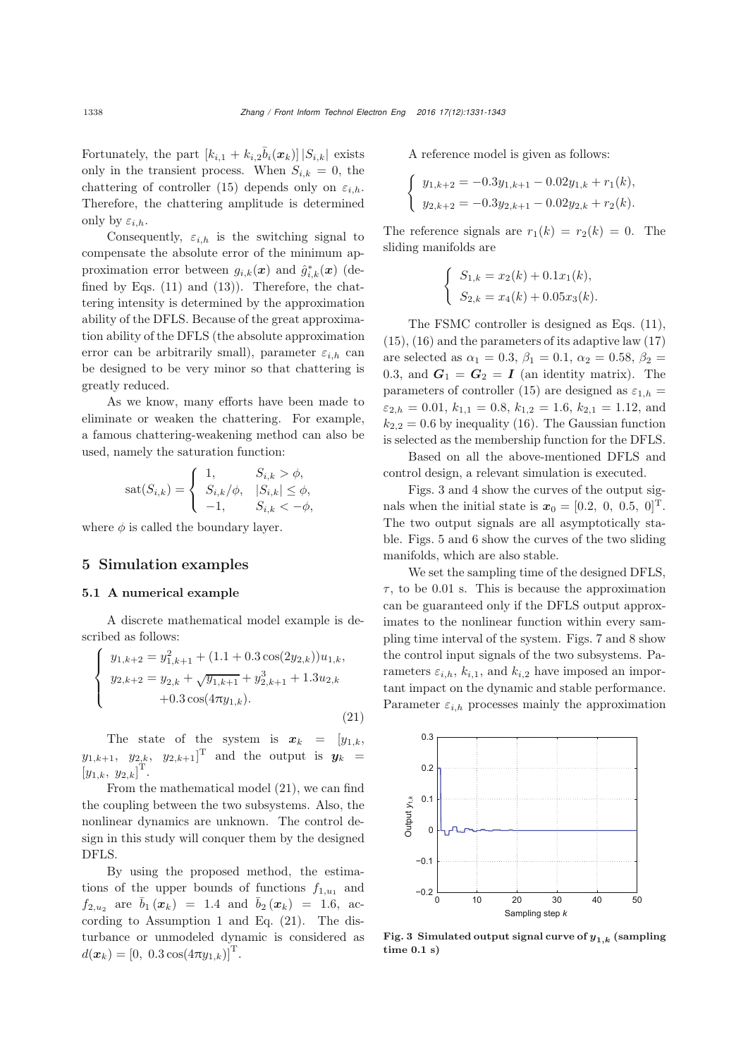Fortunately, the part $[k_{i,1} + k_{i,2}\bar{b}_i(\boldsymbol{x}_k)]\,|S_{i,k}|$ exists only in the transient process. When $S_{i,k} = 0$, the chattering of controller (15) depends only on $\varepsilon_{i,h}$. Therefore, the chattering amplitude is determined only by $\varepsilon_{i,h}$.

Consequently, $\varepsilon_{i,h}$ is the switching signal to compensate the absolute error of the minimum approximation error between $g_{i,k}(\boldsymbol{x})$ and $\hat{g}^*_{i,k}(\boldsymbol{x})$ (defined by Eqs. (11) and (13)). Therefore, the chattering intensity is determined by the approximation ability of the DFLS. Because of the great approximation ability of the DFLS (the absolute approximation error can be arbitrarily small), parameter $\varepsilon_{i,h}$ can be designed to be very minor so that chattering is greatly reduced.

As we know, many efforts have been made to eliminate or weaken the chattering. For example, a famous chattering-weakening method can also be used, namely the saturation function:

$$\mathrm{sat}(S_{i,k}) = \begin{cases} 1, & S_{i,k} > \phi, \\ S_{i,k}/\phi, & |S_{i,k}| \le \phi, \\ -1, & S_{i,k} < -\phi, \end{cases}$$

where $\phi$ is called the boundary layer.

## 5 Simulation examples

### 5.1 A numerical example

A discrete mathematical model example is described as follows:

$$\begin{cases} y_{1,k+2} = y^2_{1,k+1} + (1.1 + 0.3\cos(2y_{2,k}))u_{1,k}, \\ y_{2,k+2} = y_{2,k} + \sqrt{y_{1,k+1}} + y^3_{2,k+1} + 1.3u_{2,k} \\ \qquad +0.3\cos(4\pi y_{1,k}). \end{cases} \tag{21}$$

The state of the system is $\boldsymbol{x}_k = [y_{1,k},\ y_{1,k+1},\ y_{2,k},\ y_{2,k+1}]^{\mathrm{T}}$ and the output is $\boldsymbol{y}_k = [y_{1,k},\ y_{2,k}]^{\mathrm{T}}$.

From the mathematical model (21), we can find the coupling between the two subsystems. Also, the nonlinear dynamics are unknown. The control design in this study will conquer them by the designed DFLS.

By using the proposed method, the estimations of the upper bounds of functions $f_{1,u_1}$ and $f_{2,u_2}$ are $\bar{b}_1(\boldsymbol{x}_k) = 1.4$ and $\bar{b}_2(\boldsymbol{x}_k) = 1.6$, according to Assumption 1 and Eq. (21). The disturbance or unmodeled dynamic is considered as $d(\boldsymbol{x}_k) = [0,\ 0.3\cos(4\pi y_{1,k})]^{\mathrm{T}}$.

A reference model is given as follows:

$$\begin{cases} y_{1,k+2} = -0.3y_{1,k+1} - 0.02y_{1,k} + r_1(k), \\ y_{2,k+2} = -0.3y_{2,k+1} - 0.02y_{2,k} + r_2(k). \end{cases}$$

The reference signals are $r_1(k) = r_2(k) = 0$. The sliding manifolds are

$$\begin{cases} S_{1,k} = x_2(k) + 0.1x_1(k), \\ S_{2,k} = x_4(k) + 0.05x_3(k). \end{cases}$$

The FSMC controller is designed as Eqs. (11), (15), (16) and the parameters of its adaptive law (17) are selected as $\alpha_1 = 0.3$, $\beta_1 = 0.1$, $\alpha_2 = 0.58$, $\beta_2 = 0.3$, and $\boldsymbol{G}_1 = \boldsymbol{G}_2 = \boldsymbol{I}$ (an identity matrix). The parameters of controller (15) are designed as $\varepsilon_{1,h} = \varepsilon_{2,h} = 0.01$, $k_{1,1} = 0.8$, $k_{1,2} = 1.6$, $k_{2,1} = 1.12$, and $k_{2,2} = 0.6$ by inequality (16). The Gaussian function is selected as the membership function for the DFLS.

Based on all the above-mentioned DFLS and control design, a relevant simulation is executed.

Figs. 3 and 4 show the curves of the output signals when the initial state is $\boldsymbol{x}_0 = [0.2,\ 0,\ 0.5,\ 0]^{\mathrm{T}}$. The two output signals are all asymptotically stable. Figs. 5 and 6 show the curves of the two sliding manifolds, which are also stable.

We set the sampling time of the designed DFLS, $\tau$, to be 0.01 s. This is because the approximation can be guaranteed only if the DFLS output approximates to the nonlinear function within every sampling time interval of the system. Figs. 7 and 8 show the control input signals of the two subsystems. Parameters $\varepsilon_{i,h}$, $k_{i,1}$, and $k_{i,2}$ have imposed an important impact on the dynamic and stable performance. Parameter $\varepsilon_{i,h}$ processes mainly the approximation

**Fig. 3 Simulated output signal curve of $y_{1,k}$ (sampling time 0.1 s)**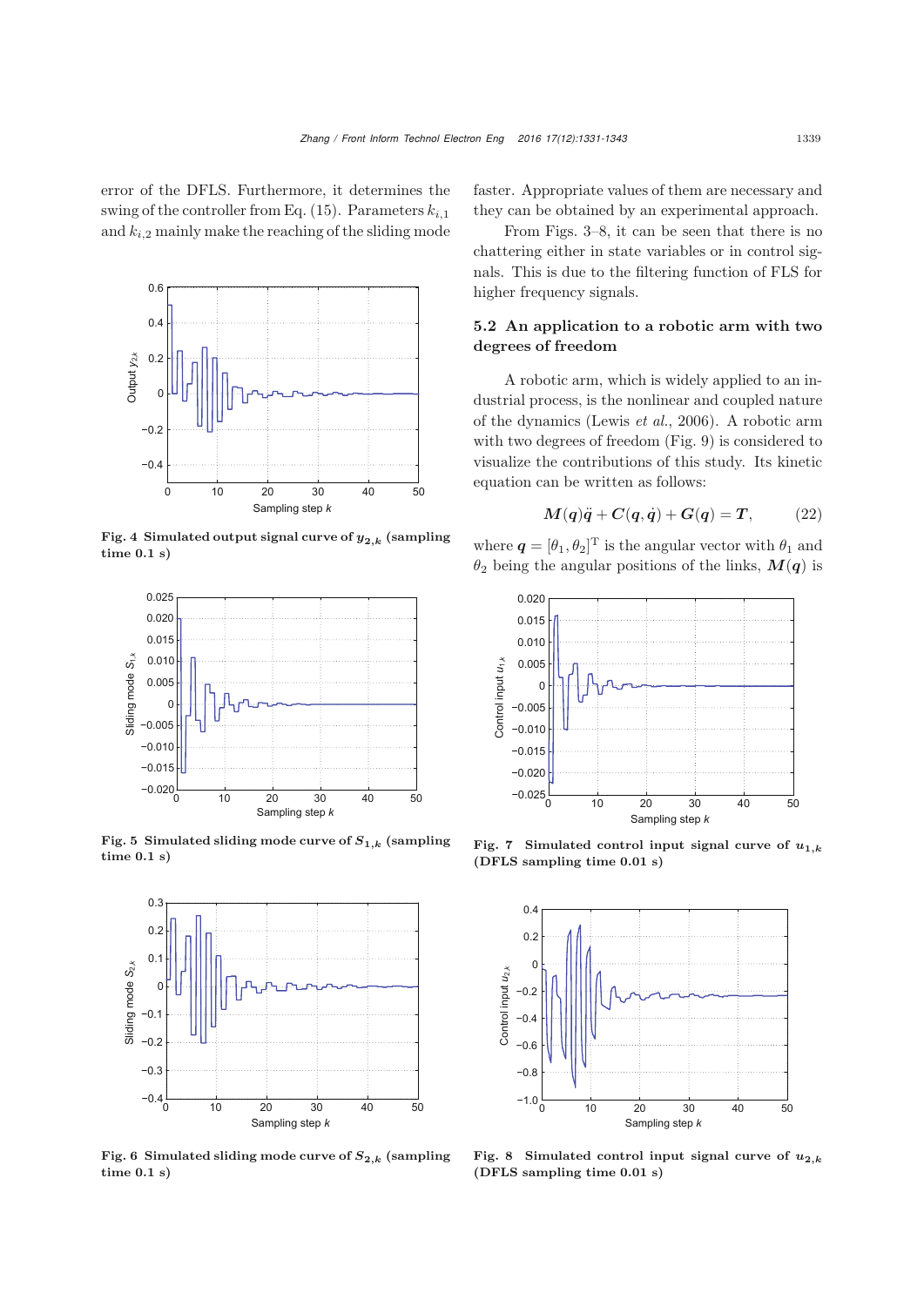error of the DFLS. Furthermore, it determines the swing of the controller from Eq. (15). Parameters $k_{i,1}$ and $k_{i,2}$ mainly make the reaching of the sliding mode faster. Appropriate values of them are necessary and they can be obtained by an experimental approach.

From Figs. 3–8, it can be seen that there is no chattering either in state variables or in control signals. This is due to the filtering function of FLS for higher frequency signals.

**Fig. 4 Simulated output signal curve of $y_{2,k}$ (sampling time 0.1 s)**

**Fig. 5 Simulated sliding mode curve of $S_{1,k}$ (sampling time 0.1 s)**

**Fig. 6 Simulated sliding mode curve of $S_{2,k}$ (sampling time 0.1 s)**

### 5.2 An application to a robotic arm with two degrees of freedom

A robotic arm, which is widely applied to an industrial process, is the nonlinear and coupled nature of the dynamics (Lewis *et al.*, 2006). A robotic arm with two degrees of freedom (Fig. 9) is considered to visualize the contributions of this study. Its kinetic equation can be written as follows:

$$\boldsymbol{M}(\boldsymbol{q})\ddot{\boldsymbol{q}} + \boldsymbol{C}(\boldsymbol{q}, \dot{\boldsymbol{q}}) + \boldsymbol{G}(\boldsymbol{q}) = \boldsymbol{T}, \tag{22}$$

where $\boldsymbol{q} = [\theta_1, \theta_2]^{\mathrm{T}}$ is the angular vector with $\theta_1$ and $\theta_2$ being the angular positions of the links, $\boldsymbol{M}(\boldsymbol{q})$ is

**Fig. 7 Simulated control input signal curve of $u_{1,k}$ (DFLS sampling time 0.01 s)**

**Fig. 8 Simulated control input signal curve of $u_{2,k}$ (DFLS sampling time 0.01 s)**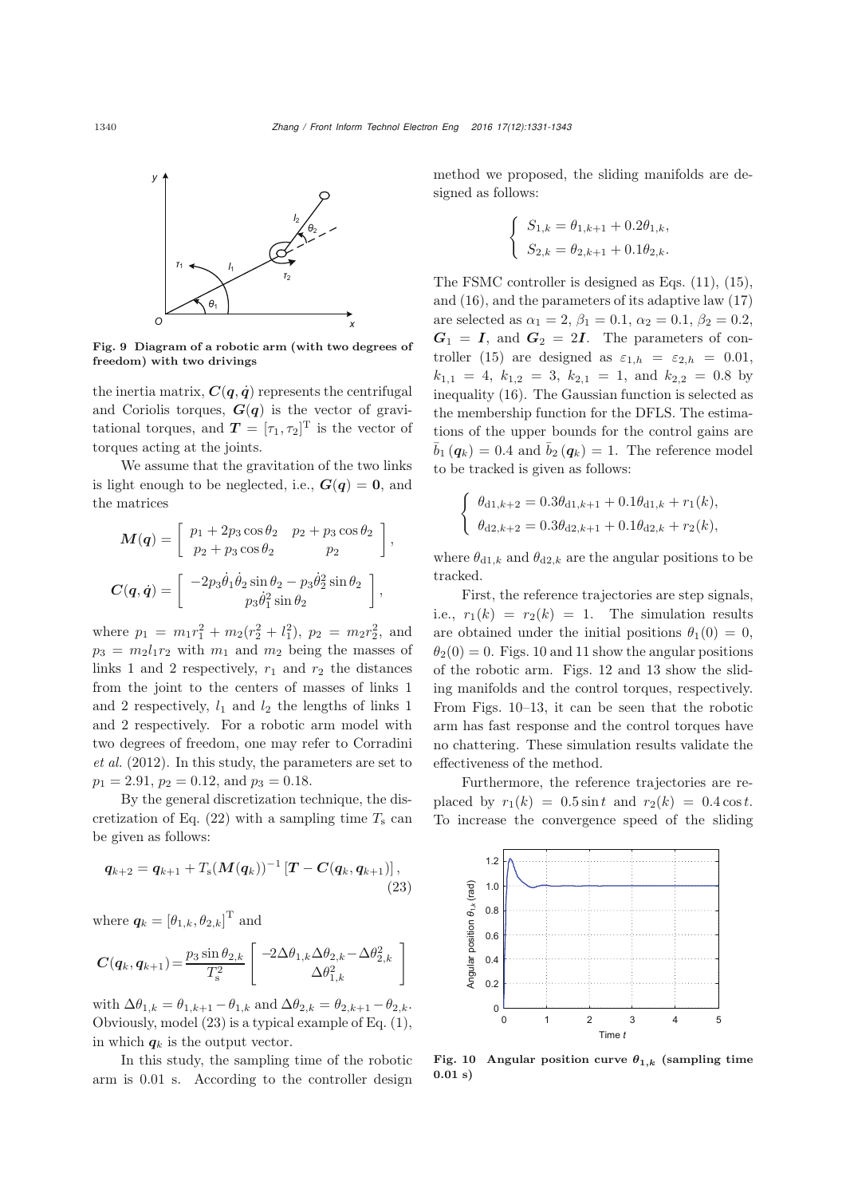Fig. 9 Diagram of a robotic arm (with two degrees of freedom) with two drivings

the inertia matrix, $\boldsymbol{C}(\boldsymbol{q}, \dot{\boldsymbol{q}})$ represents the centrifugal and Coriolis torques, $\boldsymbol{G}(\boldsymbol{q})$ is the vector of gravitational torques, and $\boldsymbol{T} = [\tau_1, \tau_2]^{\mathrm{T}}$ is the vector of torques acting at the joints.

We assume that the gravitation of the two links is light enough to be neglected, i.e., $\boldsymbol{G}(\boldsymbol{q}) = \boldsymbol{0}$, and the matrices

$$\boldsymbol{M}(\boldsymbol{q}) = \begin{bmatrix} p_1 + 2p_3 \cos\theta_2 & p_2 + p_3 \cos\theta_2 \\ p_2 + p_3 \cos\theta_2 & p_2 \end{bmatrix},$$

$$\boldsymbol{C}(\boldsymbol{q}, \dot{\boldsymbol{q}}) = \begin{bmatrix} -2p_3 \dot{\theta}_1 \dot{\theta}_2 \sin\theta_2 - p_3 \dot{\theta}_2^2 \sin\theta_2 \\ p_3 \dot{\theta}_1^2 \sin\theta_2 \end{bmatrix},$$

where $p_1 = m_1 r_1^2 + m_2(r_2^2 + l_1^2)$, $p_2 = m_2 r_2^2$, and $p_3 = m_2 l_1 r_2$ with $m_1$ and $m_2$ being the masses of links 1 and 2 respectively, $r_1$ and $r_2$ the distances from the joint to the centers of masses of links 1 and 2 respectively, $l_1$ and $l_2$ the lengths of links 1 and 2 respectively. For a robotic arm model with two degrees of freedom, one may refer to Corradini *et al.* (2012). In this study, the parameters are set to $p_1 = 2.91$, $p_2 = 0.12$, and $p_3 = 0.18$.

By the general discretization technique, the discretization of Eq. (22) with a sampling time $T_{\mathrm{s}}$ can be given as follows:

$$\boldsymbol{q}_{k+2} = \boldsymbol{q}_{k+1} + T_{\mathrm{s}}(\boldsymbol{M}(\boldsymbol{q}_k))^{-1}\left[\boldsymbol{T} - \boldsymbol{C}(\boldsymbol{q}_k, \boldsymbol{q}_{k+1})\right], \tag{23}$$

where $\boldsymbol{q}_k = [\theta_{1,k}, \theta_{2,k}]^{\mathrm{T}}$ and

$$\boldsymbol{C}(\boldsymbol{q}_k, \boldsymbol{q}_{k+1}) = \frac{p_3 \sin\theta_{2,k}}{T_{\mathrm{s}}^2} \begin{bmatrix} -2\Delta\theta_{1,k}\Delta\theta_{2,k} - \Delta\theta_{2,k}^2 \\ \Delta\theta_{1,k}^2 \end{bmatrix}$$

with $\Delta\theta_{1,k} = \theta_{1,k+1} - \theta_{1,k}$ and $\Delta\theta_{2,k} = \theta_{2,k+1} - \theta_{2,k}$. Obviously, model (23) is a typical example of Eq. (1), in which $\boldsymbol{q}_k$ is the output vector.

In this study, the sampling time of the robotic arm is 0.01 s. According to the controller design method we proposed, the sliding manifolds are designed as follows:

$$\begin{cases} S_{1,k} = \theta_{1,k+1} + 0.2\theta_{1,k}, \\ S_{2,k} = \theta_{2,k+1} + 0.1\theta_{2,k}. \end{cases}$$

The FSMC controller is designed as Eqs. (11), (15), and (16), and the parameters of its adaptive law (17) are selected as $\alpha_1 = 2$, $\beta_1 = 0.1$, $\alpha_2 = 0.1$, $\beta_2 = 0.2$, $\boldsymbol{G}_1 = \boldsymbol{I}$, and $\boldsymbol{G}_2 = 2\boldsymbol{I}$. The parameters of controller (15) are designed as $\varepsilon_{1,h} = \varepsilon_{2,h} = 0.01$, $k_{1,1} = 4$, $k_{1,2} = 3$, $k_{2,1} = 1$, and $k_{2,2} = 0.8$ by inequality (16). The Gaussian function is selected as the membership function for the DFLS. The estimations of the upper bounds for the control gains are $\bar{b}_1(\boldsymbol{q}_k) = 0.4$ and $\bar{b}_2(\boldsymbol{q}_k) = 1$. The reference model to be tracked is given as follows:

$$\begin{cases} \theta_{\mathrm{d}1,k+2} = 0.3\theta_{\mathrm{d}1,k+1} + 0.1\theta_{\mathrm{d}1,k} + r_1(k), \\ \theta_{\mathrm{d}2,k+2} = 0.3\theta_{\mathrm{d}2,k+1} + 0.1\theta_{\mathrm{d}2,k} + r_2(k), \end{cases}$$

where $\theta_{\mathrm{d}1,k}$ and $\theta_{\mathrm{d}2,k}$ are the angular positions to be tracked.

First, the reference trajectories are step signals, i.e., $r_1(k) = r_2(k) = 1$. The simulation results are obtained under the initial positions $\theta_1(0) = 0$, $\theta_2(0) = 0$. Figs. 10 and 11 show the angular positions of the robotic arm. Figs. 12 and 13 show the sliding manifolds and the control torques, respectively. From Figs. 10–13, it can be seen that the robotic arm has fast response and the control torques have no chattering. These simulation results validate the effectiveness of the method.

Furthermore, the reference trajectories are replaced by $r_1(k) = 0.5\sin t$ and $r_2(k) = 0.4\cos t$. To increase the convergence speed of the sliding

**Fig. 10 Angular position curve $\theta_{1,k}$ (sampling time 0.01 s)**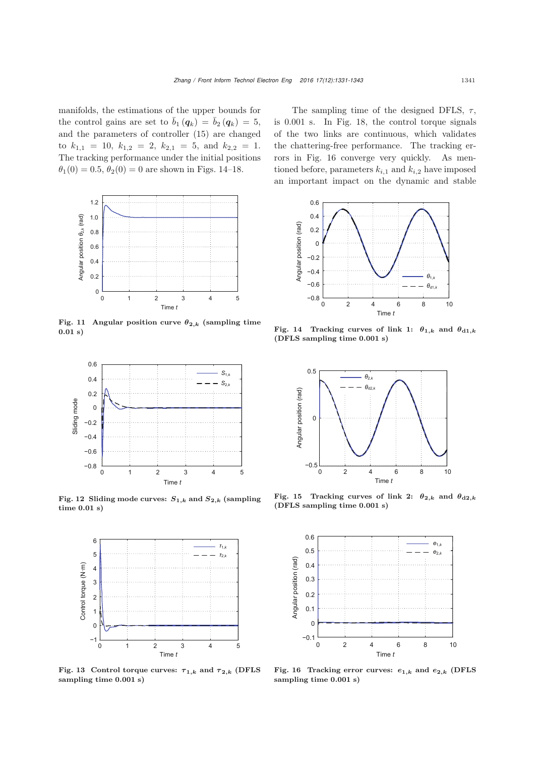manifolds, the estimations of the upper bounds for the control gains are set to $\bar{b}_1(\boldsymbol{q}_k) = \bar{b}_2(\boldsymbol{q}_k) = 5$, and the parameters of controller (15) are changed to $k_{1,1} = 10$, $k_{1,2} = 2$, $k_{2,1} = 5$, and $k_{2,2} = 1$. The tracking performance under the initial positions $\theta_1(0) = 0.5$, $\theta_2(0) = 0$ are shown in Figs. 14–18.

The sampling time of the designed DFLS, $\tau$, is 0.001 s. In Fig. 18, the control torque signals of the two links are continuous, which validates the chattering-free performance. The tracking errors in Fig. 16 converge very quickly. As mentioned before, parameters $k_{i,1}$ and $k_{i,2}$ have imposed an important impact on the dynamic and stable

**Fig. 11 Angular position curve $\boldsymbol{\theta_{2,k}}$ (sampling time 0.01 s)**

**Fig. 12 Sliding mode curves: $\boldsymbol{S_{1,k}}$ and $\boldsymbol{S_{2,k}}$ (sampling time 0.01 s)**

**Fig. 13 Control torque curves: $\boldsymbol{\tau_{1,k}}$ and $\boldsymbol{\tau_{2,k}}$ (DFLS sampling time 0.001 s)**

**Fig. 14 Tracking curves of link 1: $\boldsymbol{\theta_{1,k}}$ and $\boldsymbol{\theta_{d1,k}}$ (DFLS sampling time 0.001 s)**

**Fig. 15 Tracking curves of link 2: $\boldsymbol{\theta_{2,k}}$ and $\boldsymbol{\theta_{d2,k}}$ (DFLS sampling time 0.001 s)**

**Fig. 16 Tracking error curves: $\boldsymbol{e_{1,k}}$ and $\boldsymbol{e_{2,k}}$ (DFLS sampling time 0.001 s)**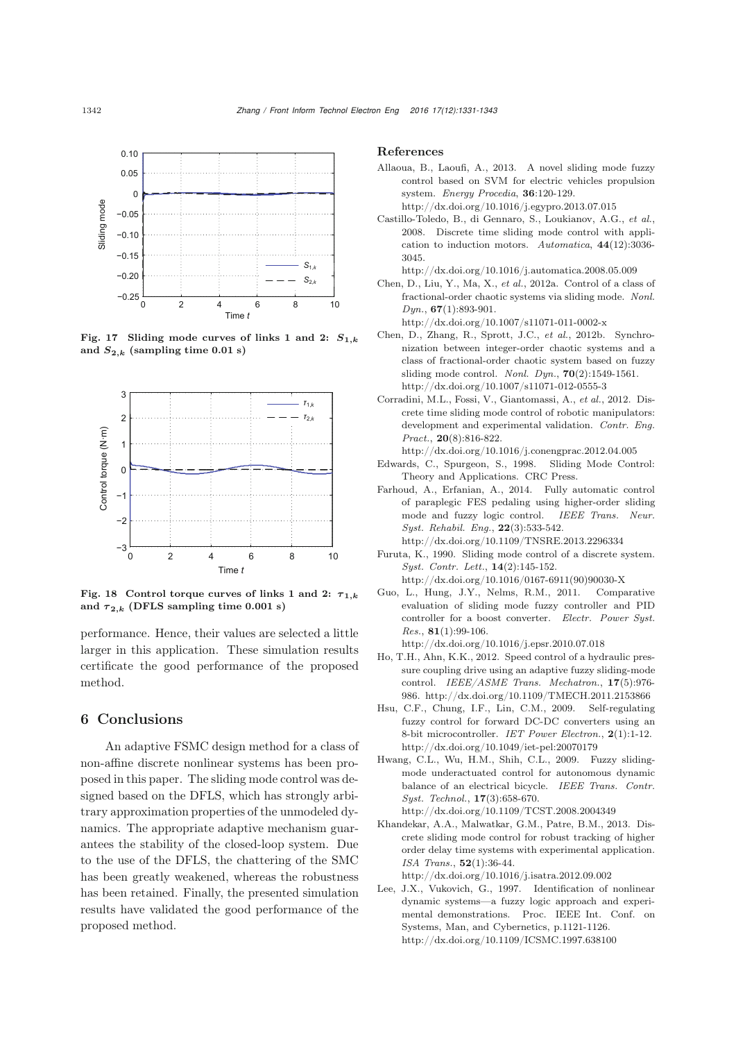Fig. 17 Sliding mode curves of links 1 and 2: $S_{1,k}$ and $S_{2,k}$ (sampling time 0.01 s)

Fig. 18 Control torque curves of links 1 and 2: $\tau_{1,k}$ and $\tau_{2,k}$ (DFLS sampling time 0.001 s)

performance. Hence, their values are selected a little larger in this application. These simulation results certificate the good performance of the proposed method.

## 6 Conclusions

An adaptive FSMC design method for a class of non-affine discrete nonlinear systems has been proposed in this paper. The sliding mode control was designed based on the DFLS, which has strongly arbitrary approximation properties of the unmodeled dynamics. The appropriate adaptive mechanism guarantees the stability of the closed-loop system. Due to the use of the DFLS, the chattering of the SMC has been greatly weakened, whereas the robustness has been retained. Finally, the presented simulation results have validated the good performance of the proposed method.

## References

Allaoua, B., Laoufi, A., 2013. A novel sliding mode fuzzy control based on SVM for electric vehicles propulsion system. *Energy Procedia*, **36**:120-129. http://dx.doi.org/10.1016/j.egypro.2013.07.015

Castillo-Toledo, B., di Gennaro, S., Loukianov, A.G., *et al.*, 2008. Discrete time sliding mode control with application to induction motors. *Automatica*, **44**(12):3036-3045. http://dx.doi.org/10.1016/j.automatica.2008.05.009

Chen, D., Liu, Y., Ma, X., *et al.*, 2012a. Control of a class of fractional-order chaotic systems via sliding mode. *Nonl. Dyn.*, **67**(1):893-901. http://dx.doi.org/10.1007/s11071-011-0002-x

Chen, D., Zhang, R., Sprott, J.C., *et al.*, 2012b. Synchronization between integer-order chaotic systems and a class of fractional-order chaotic system based on fuzzy sliding mode control. *Nonl. Dyn.*, **70**(2):1549-1561. http://dx.doi.org/10.1007/s11071-012-0555-3

Corradini, M.L., Fossi, V., Giantomassi, A., *et al.*, 2012. Discrete time sliding mode control of robotic manipulators: development and experimental validation. *Contr. Eng. Pract.*, **20**(8):816-822. http://dx.doi.org/10.1016/j.conengprac.2012.04.005

Edwards, C., Spurgeon, S., 1998. Sliding Mode Control: Theory and Applications. CRC Press.

Farhoud, A., Erfanian, A., 2014. Fully automatic control of paraplegic FES pedaling using higher-order sliding mode and fuzzy logic control. *IEEE Trans. Neur. Syst. Rehabil. Eng.*, **22**(3):533-542. http://dx.doi.org/10.1109/TNSRE.2013.2296334

Furuta, K., 1990. Sliding mode control of a discrete system. *Syst. Contr. Lett.*, **14**(2):145-152. http://dx.doi.org/10.1016/0167-6911(90)90030-X

Guo, L., Hung, J.Y., Nelms, R.M., 2011. Comparative evaluation of sliding mode fuzzy controller and PID controller for a boost converter. *Electr. Power Syst. Res.*, **81**(1):99-106. http://dx.doi.org/10.1016/j.epsr.2010.07.018

Ho, T.H., Ahn, K.K., 2012. Speed control of a hydraulic pressure coupling drive using an adaptive fuzzy sliding-mode control. *IEEE/ASME Trans. Mechatron.*, **17**(5):976-986. http://dx.doi.org/10.1109/TMECH.2011.2153866

Hsu, C.F., Chung, I.F., Lin, C.M., 2009. Self-regulating fuzzy control for forward DC-DC converters using an 8-bit microcontroller. *IET Power Electron.*, **2**(1):1-12. http://dx.doi.org/10.1049/iet-pel:20070179

Hwang, C.L., Wu, H.M., Shih, C.L., 2009. Fuzzy sliding-mode underactuated control for autonomous dynamic balance of an electrical bicycle. *IEEE Trans. Contr. Syst. Technol.*, **17**(3):658-670. http://dx.doi.org/10.1109/TCST.2008.2004349

Khandekar, A.A., Malwatkar, G.M., Patre, B.M., 2013. Discrete sliding mode control for robust tracking of higher order delay time systems with experimental application. *ISA Trans.*, **52**(1):36-44. http://dx.doi.org/10.1016/j.isatra.2012.09.002

Lee, J.X., Vukovich, G., 1997. Identification of nonlinear dynamic systems—a fuzzy logic approach and experimental demonstrations. Proc. IEEE Int. Conf. on Systems, Man, and Cybernetics, p.1121-1126. http://dx.doi.org/10.1109/ICSMC.1997.638100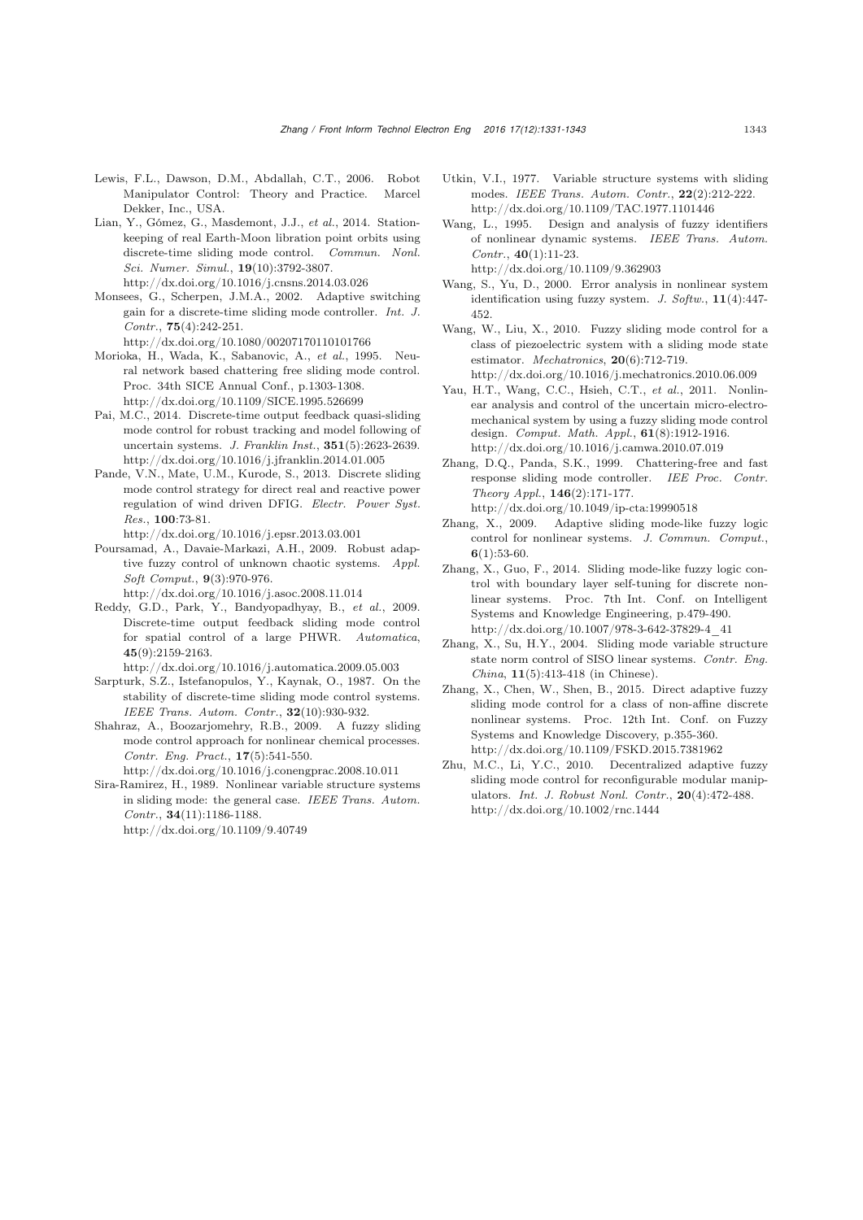Lewis, F.L., Dawson, D.M., Abdallah, C.T., 2006. Robot Manipulator Control: Theory and Practice. Marcel Dekker, Inc., USA.

Lian, Y., Gómez, G., Masdemont, J.J., *et al.*, 2014. Stationkeeping of real Earth-Moon libration point orbits using discrete-time sliding mode control. *Commun. Nonl. Sci. Numer. Simul.*, **19**(10):3792-3807. http://dx.doi.org/10.1016/j.cnsns.2014.03.026

Monsees, G., Scherpen, J.M.A., 2002. Adaptive switching gain for a discrete-time sliding mode controller. *Int. J. Contr.*, **75**(4):242-251. http://dx.doi.org/10.1080/00207170110101766

Morioka, H., Wada, K., Sabanovic, A., *et al.*, 1995. Neural network based chattering free sliding mode control. Proc. 34th SICE Annual Conf., p.1303-1308. http://dx.doi.org/10.1109/SICE.1995.526699

Pai, M.C., 2014. Discrete-time output feedback quasi-sliding mode control for robust tracking and model following of uncertain systems. *J. Franklin Inst.*, **351**(5):2623-2639. http://dx.doi.org/10.1016/j.jfranklin.2014.01.005

Pande, V.N., Mate, U.M., Kurode, S., 2013. Discrete sliding mode control strategy for direct real and reactive power regulation of wind driven DFIG. *Electr. Power Syst. Res.*, **100**:73-81. http://dx.doi.org/10.1016/j.epsr.2013.03.001

Poursamad, A., Davaie-Markazi, A.H., 2009. Robust adaptive fuzzy control of unknown chaotic systems. *Appl. Soft Comput.*, **9**(3):970-976. http://dx.doi.org/10.1016/j.asoc.2008.11.014

Reddy, G.D., Park, Y., Bandyopadhyay, B., *et al.*, 2009. Discrete-time output feedback sliding mode control for spatial control of a large PHWR. *Automatica*, **45**(9):2159-2163. http://dx.doi.org/10.1016/j.automatica.2009.05.003

Sarpturk, S.Z., Istefanopulos, Y., Kaynak, O., 1987. On the stability of discrete-time sliding mode control systems. *IEEE Trans. Autom. Contr.*, **32**(10):930-932.

Shahraz, A., Boozarjomehry, R.B., 2009. A fuzzy sliding mode control approach for nonlinear chemical processes. *Contr. Eng. Pract.*, **17**(5):541-550. http://dx.doi.org/10.1016/j.conengprac.2008.10.011

Sira-Ramirez, H., 1989. Nonlinear variable structure systems in sliding mode: the general case. *IEEE Trans. Autom. Contr.*, **34**(11):1186-1188. http://dx.doi.org/10.1109/9.40749

Utkin, V.I., 1977. Variable structure systems with sliding modes. *IEEE Trans. Autom. Contr.*, **22**(2):212-222. http://dx.doi.org/10.1109/TAC.1977.1101446

Wang, L., 1995. Design and analysis of fuzzy identifiers of nonlinear dynamic systems. *IEEE Trans. Autom. Contr.*, **40**(1):11-23. http://dx.doi.org/10.1109/9.362903

Wang, S., Yu, D., 2000. Error analysis in nonlinear system identification using fuzzy system. *J. Softw.*, **11**(4):447-452.

Wang, W., Liu, X., 2010. Fuzzy sliding mode control for a class of piezoelectric system with a sliding mode state estimator. *Mechatronics*, **20**(6):712-719. http://dx.doi.org/10.1016/j.mechatronics.2010.06.009

Yau, H.T., Wang, C.C., Hsieh, C.T., *et al.*, 2011. Nonlinear analysis and control of the uncertain micro-electromechanical system by using a fuzzy sliding mode control design. *Comput. Math. Appl.*, **61**(8):1912-1916. http://dx.doi.org/10.1016/j.camwa.2010.07.019

Zhang, D.Q., Panda, S.K., 1999. Chattering-free and fast response sliding mode controller. *IEE Proc. Contr. Theory Appl.*, **146**(2):171-177. http://dx.doi.org/10.1049/ip-cta:19990518

Zhang, X., 2009. Adaptive sliding mode-like fuzzy logic control for nonlinear systems. *J. Commun. Comput.*, **6**(1):53-60.

Zhang, X., Guo, F., 2014. Sliding mode-like fuzzy logic control with boundary layer self-tuning for discrete nonlinear systems. Proc. 7th Int. Conf. on Intelligent Systems and Knowledge Engineering, p.479-490. http://dx.doi.org/10.1007/978-3-642-37829-4_41

Zhang, X., Su, H.Y., 2004. Sliding mode variable structure state norm control of SISO linear systems. *Contr. Eng. China*, **11**(5):413-418 (in Chinese).

Zhang, X., Chen, W., Shen, B., 2015. Direct adaptive fuzzy sliding mode control for a class of non-affine discrete nonlinear systems. Proc. 12th Int. Conf. on Fuzzy Systems and Knowledge Discovery, p.355-360. http://dx.doi.org/10.1109/FSKD.2015.7381962

Zhu, M.C., Li, Y.C., 2010. Decentralized adaptive fuzzy sliding mode control for reconfigurable modular manipulators. *Int. J. Robust Nonl. Contr.*, **20**(4):472-488. http://dx.doi.org/10.1002/rnc.1444